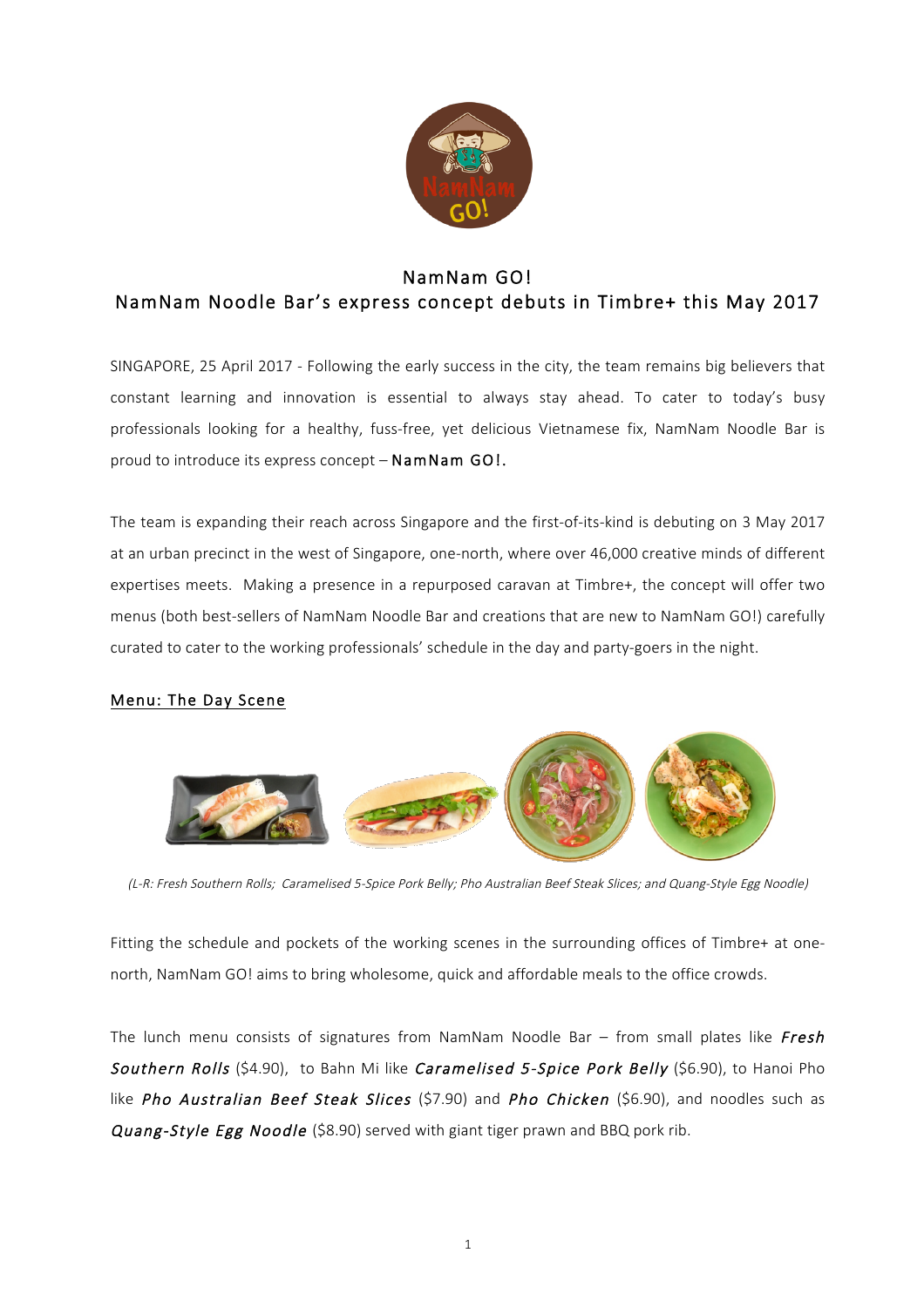# NamNam GO!

## NamNam Noodle Bar's express concept debuts in Timbre+ this May 2017

SINGAPORE, 25 April 2017 - Following the early success in the city, the team remains big believers that constant learning and innovation is essential to always stay ahead. To cater to today's busy professionals looking for a healthy, fuss-free, yet delicious Vietnamese fix, NamNam Noodle Bar is proud to introduce its express concept – **NamNam GO!.**

The team is expanding their reach across Singapore and the first-of-its-kind is debuting on 3 May 2017 at an urban precinct in the west of Singapore, one-north, where over 46,000 creative minds of different expertises meets. Making a presence in a repurposed caravan at Timbre+, the concept will offer two menus (both best-sellers of NamNam Noodle Bar and creations that are new to NamNam GO!) carefully curated to cater to the working professionals' schedule in the day and party-goers in the night.

### Menu: The Day Scene

*(L-R: Fresh Southern Rolls; Caramelised 5-Spice Pork Belly; Pho Australian Beef Steak Slices; and Quang-Style Egg Noodle)*

Fitting the schedule and pockets of the working scenes in the surrounding offices of Timbre+ at one-north, NamNam GO! aims to bring wholesome, quick and affordable meals to the office crowds.

The lunch menu consists of signatures from NamNam Noodle Bar – from small plates like ***Fresh Southern Rolls*** ($4.90), to Bahn Mi like ***Caramelised 5-Spice Pork Belly*** ($6.90), to Hanoi Pho like ***Pho Australian Beef Steak Slices*** ($7.90) and ***Pho Chicken*** ($6.90), and noodles such as ***Quang-Style Egg Noodle*** ($8.90) served with giant tiger prawn and BBQ pork rib.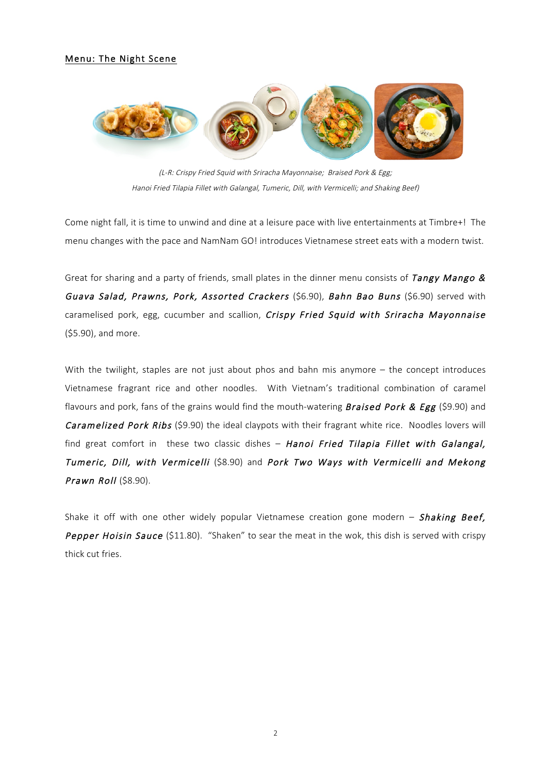Menu: The Night Scene

*(L-R: Crispy Fried Squid with Sriracha Mayonnaise; Braised Pork & Egg; Hanoi Fried Tilapia Fillet with Galangal, Tumeric, Dill, with Vermicelli; and Shaking Beef)*

Come night fall, it is time to unwind and dine at a leisure pace with live entertainments at Timbre+! The menu changes with the pace and NamNam GO! introduces Vietnamese street eats with a modern twist.

Great for sharing and a party of friends, small plates in the dinner menu consists of ***Tangy Mango & Guava Salad, Prawns, Pork, Assorted Crackers*** ($6.90), ***Bahn Bao Buns*** ($6.90) served with caramelised pork, egg, cucumber and scallion, ***Crispy Fried Squid with Sriracha Mayonnaise*** ($5.90), and more.

With the twilight, staples are not just about phos and bahn mis anymore – the concept introduces Vietnamese fragrant rice and other noodles. With Vietnam's traditional combination of caramel flavours and pork, fans of the grains would find the mouth-watering ***Braised Pork & Egg*** ($9.90) and ***Caramelized Pork Ribs*** ($9.90) the ideal claypots with their fragrant white rice. Noodles lovers will find great comfort in these two classic dishes – ***Hanoi Fried Tilapia Fillet with Galangal, Tumeric, Dill, with Vermicelli*** ($8.90) and ***Pork Two Ways with Vermicelli and Mekong Prawn Roll*** ($8.90).

Shake it off with one other widely popular Vietnamese creation gone modern – ***Shaking Beef, Pepper Hoisin Sauce*** ($11.80). "Shaken" to sear the meat in the wok, this dish is served with crispy thick cut fries.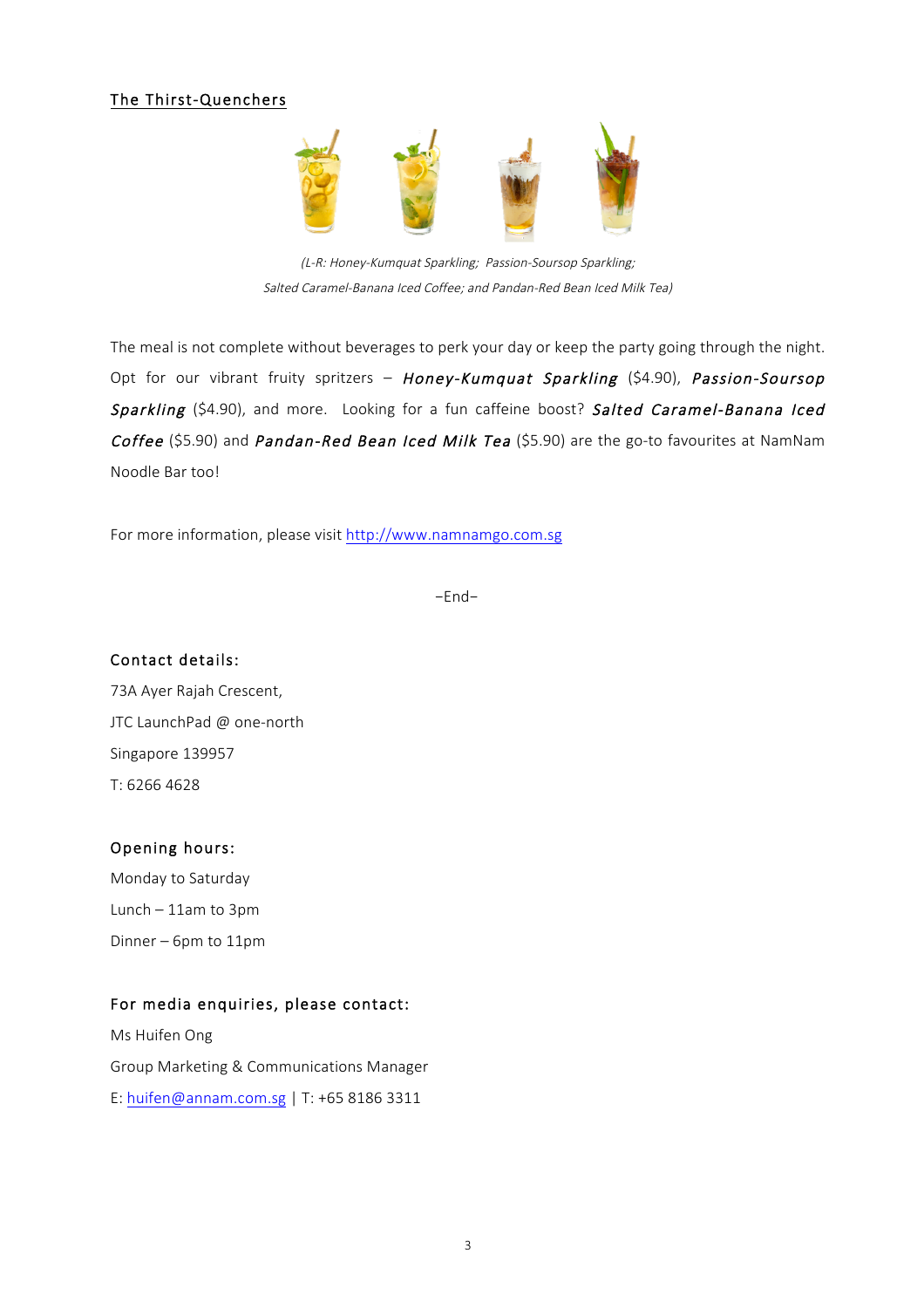## The Thirst-Quenchers

*(L-R: Honey-Kumquat Sparkling; Passion-Soursop Sparkling; Salted Caramel-Banana Iced Coffee; and Pandan-Red Bean Iced Milk Tea)*

The meal is not complete without beverages to perk your day or keep the party going through the night. Opt for our vibrant fruity spritzers – ***Honey-Kumquat Sparkling*** ($4.90), ***Passion-Soursop Sparkling*** ($4.90), and more. Looking for a fun caffeine boost? ***Salted Caramel-Banana Iced Coffee*** ($5.90) and ***Pandan-Red Bean Iced Milk Tea*** ($5.90) are the go-to favourites at NamNam Noodle Bar too!

For more information, please visit http://www.namnamgo.com.sg

–End–

### Contact details:

73A Ayer Rajah Crescent,  
JTC LaunchPad @ one-north  
Singapore 139957  
T: 6266 4628

### Opening hours:

Monday to Saturday  
Lunch – 11am to 3pm  
Dinner – 6pm to 11pm

### For media enquiries, please contact:

Ms Huifen Ong  
Group Marketing & Communications Manager  
E: huifen@annam.com.sg | T: +65 8186 3311